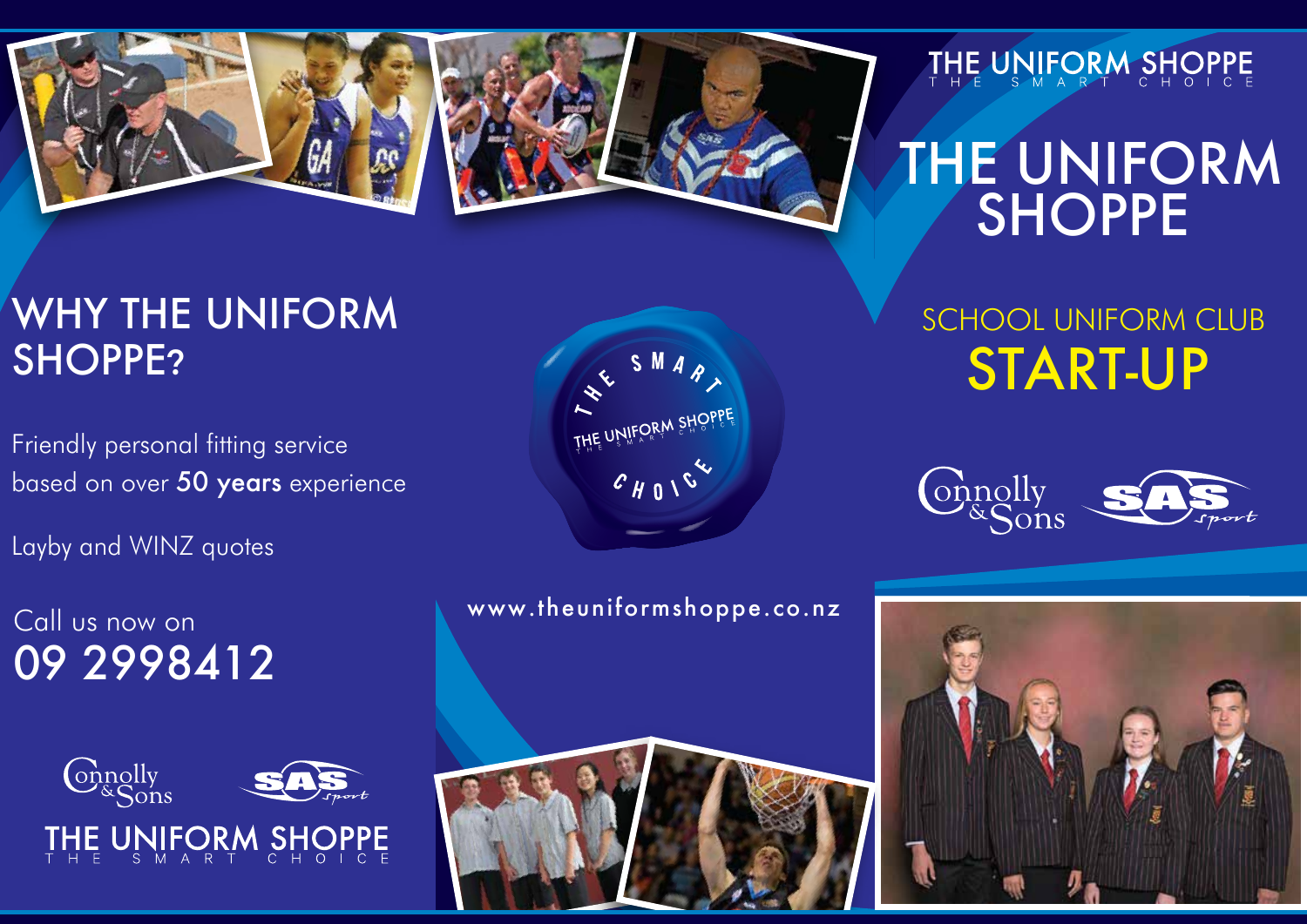# WHY THE UNIFORM SHOPPE?

Friendly personal fitting service based on over **50 years** experience

Layby and WINZ quotes

Call us now on

## 09 2998412

Connolly & Sons

SAS Sport

THE UNIFORM SHOPPE
THE SMART CHOICE

THE SMART CHOICE
THE UNIFORM SHOPPE
THE SMART CHOICE

www.theuniformshoppe.co.nz

THE UNIFORM SHOPPE
THE SMART CHOICE

# THE UNIFORM SHOPPE

## SCHOOL UNIFORM CLUB

# START-UP

Connolly & Sons

SAS Sport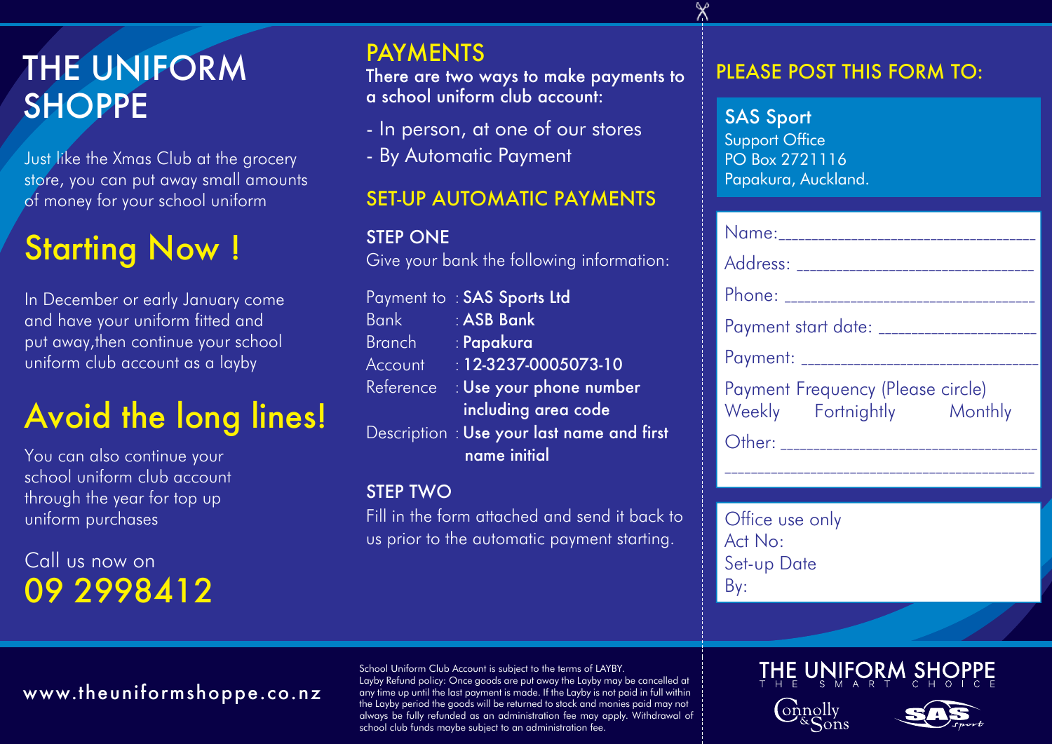# THE UNIFORM SHOPPE

Just like the Xmas Club at the grocery store, you can put away small amounts of money for your school uniform

## Starting Now !

In December or early January come and have your uniform fitted and put away,then continue your school uniform club account as a layby

## Avoid the long lines!

You can also continue your school uniform club account through the year for top up uniform purchases

Call us now on

**09 2998412**

## PAYMENTS

**There are two ways to make payments to a school uniform club account:**

- In person, at one of our stores
- By Automatic Payment

## SET-UP AUTOMATIC PAYMENTS

### STEP ONE

Give your bank the following information:

| | |
|---|---|
| Payment to | : **SAS Sports Ltd** |
| Bank | : **ASB Bank** |
| Branch | : **Papakura** |
| Account | : **12-3237-0005073-10** |
| Reference | : **Use your phone number including area code** |
| Description | : **Use your last name and first name initial** |

### STEP TWO

Fill in the form attached and send it back to us prior to the automatic payment starting.

## PLEASE POST THIS FORM TO:

**SAS Sport**
Support Office
PO Box 2721116
Papakura, Auckland.

Name:________________________________

Address: ______________________________

Phone: _______________________________

Payment start date: ____________________

Payment: _____________________________

Payment Frequency (Please circle)
Weekly Fortnightly Monthly

Other: ________________________________

_____________________________________

Office use only
Act No:
Set-up Date
By:

www.theuniformshoppe.co.nz

School Uniform Club Account is subject to the terms of LAYBY.
Layby Refund policy: Once goods are put away the Layby may be cancelled at any time up until the last payment is made. If the Layby is not paid in full within the Layby period the goods will be returned to stock and monies paid may not always be fully refunded as an administration fee may apply. Withdrawal of school club funds maybe subject to an administration fee.

THE UNIFORM SHOPPE
THE SMART CHOICE

Connolly & Sons

SAS Sport